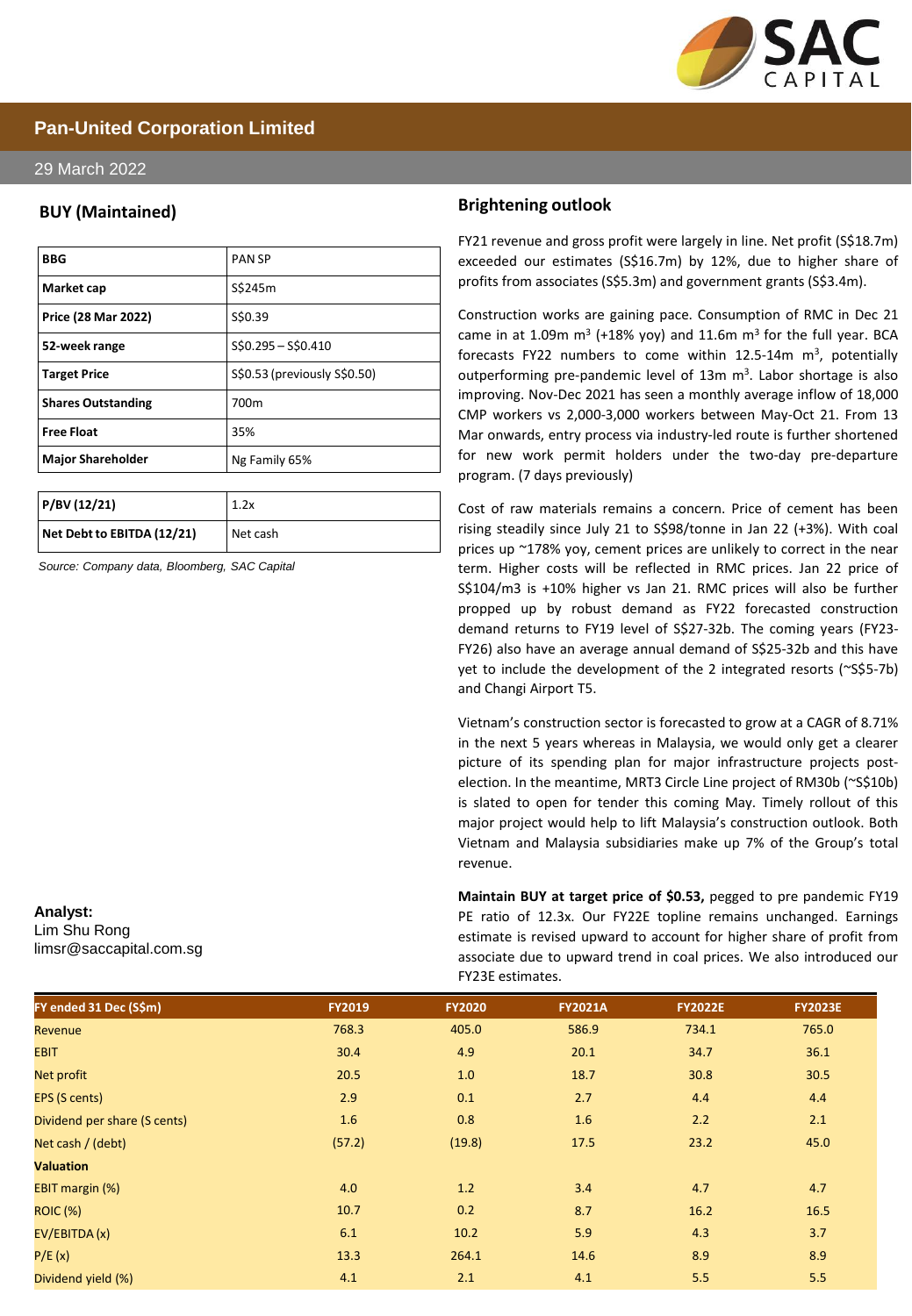# Pan-United Corporation Limited

29 March 2022

## BUY (Maintained)

| BBG | PAN SP |
|---|---|
| Market cap | S$245m |
| Price (28 Mar 2022) | S$0.39 |
| 52-week range | S$0.295 – S$0.410 |
| Target Price | S$0.53 (previously S$0.50) |
| Shares Outstanding | 700m |
| Free Float | 35% |
| Major Shareholder | Ng Family 65% |

| P/BV (12/21) | 1.2x |
|---|---|
| Net Debt to EBITDA (12/21) | Net cash |

*Source: Company data, Bloomberg, SAC Capital*

**Analyst:**
Lim Shu Rong
limsr@saccapital.com.sg

## Brightening outlook

FY21 revenue and gross profit were largely in line. Net profit (S$18.7m) exceeded our estimates (S$16.7m) by 12%, due to higher share of profits from associates (S$5.3m) and government grants (S$3.4m).

Construction works are gaining pace. Consumption of RMC in Dec 21 came in at 1.09m $m^3$ (+18% yoy) and 11.6m $m^3$ for the full year. BCA forecasts FY22 numbers to come within 12.5-14m $m^3$, potentially outperforming pre-pandemic level of 13m $m^3$. Labor shortage is also improving. Nov-Dec 2021 has seen a monthly average inflow of 18,000 CMP workers vs 2,000-3,000 workers between May-Oct 21. From 13 Mar onwards, entry process via industry-led route is further shortened for new work permit holders under the two-day pre-departure program. (7 days previously)

Cost of raw materials remains a concern. Price of cement has been rising steadily since July 21 to S$98/tonne in Jan 22 (+3%). With coal prices up ~178% yoy, cement prices are unlikely to correct in the near term. Higher costs will be reflected in RMC prices. Jan 22 price of S$104/m3 is +10% higher vs Jan 21. RMC prices will also be further propped up by robust demand as FY22 forecasted construction demand returns to FY19 level of S$27-32b. The coming years (FY23-FY26) also have an average annual demand of S$25-32b and this have yet to include the development of the 2 integrated resorts (~S$5-7b) and Changi Airport T5.

Vietnam's construction sector is forecasted to grow at a CAGR of 8.71% in the next 5 years whereas in Malaysia, we would only get a clearer picture of its spending plan for major infrastructure projects post-election. In the meantime, MRT3 Circle Line project of RM30b (~S$10b) is slated to open for tender this coming May. Timely rollout of this major project would help to lift Malaysia's construction outlook. Both Vietnam and Malaysia subsidiaries make up 7% of the Group's total revenue.

**Maintain BUY at target price of $0.53,** pegged to pre pandemic FY19 PE ratio of 12.3x. Our FY22E topline remains unchanged. Earnings estimate is revised upward to account for higher share of profit from associate due to upward trend in coal prices. We also introduced our FY23E estimates.

| FY ended 31 Dec (S$m) | FY2019 | FY2020 | FY2021A | FY2022E | FY2023E |
|---|---|---|---|---|---|
| Revenue | 768.3 | 405.0 | 586.9 | 734.1 | 765.0 |
| EBIT | 30.4 | 4.9 | 20.1 | 34.7 | 36.1 |
| Net profit | 20.5 | 1.0 | 18.7 | 30.8 | 30.5 |
| EPS (S cents) | 2.9 | 0.1 | 2.7 | 4.4 | 4.4 |
| Dividend per share (S cents) | 1.6 | 0.8 | 1.6 | 2.2 | 2.1 |
| Net cash / (debt) | (57.2) | (19.8) | 17.5 | 23.2 | 45.0 |
| **Valuation** | | | | | |
| EBIT margin (%) | 4.0 | 1.2 | 3.4 | 4.7 | 4.7 |
| ROIC (%) | 10.7 | 0.2 | 8.7 | 16.2 | 16.5 |
| EV/EBITDA (x) | 6.1 | 10.2 | 5.9 | 4.3 | 3.7 |
| P/E (x) | 13.3 | 264.1 | 14.6 | 8.9 | 8.9 |
| Dividend yield (%) | 4.1 | 2.1 | 4.1 | 5.5 | 5.5 |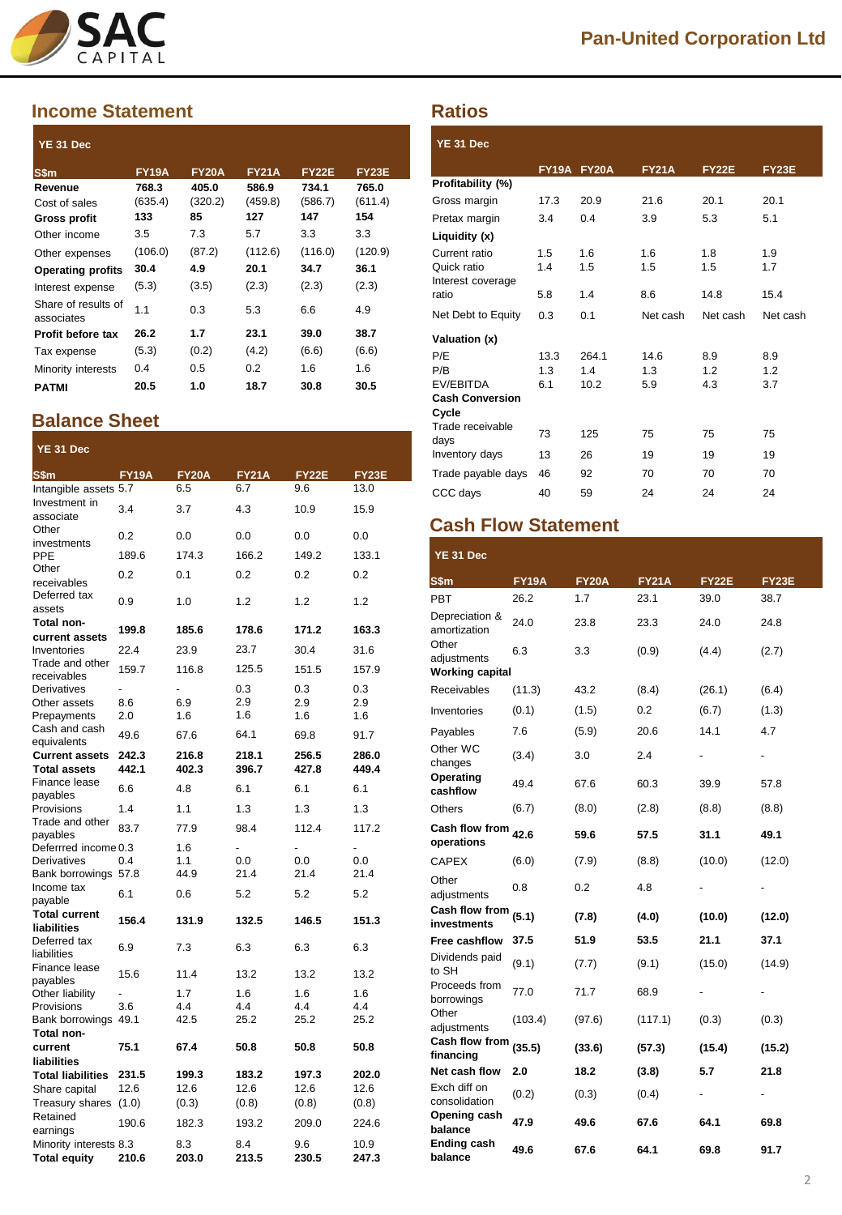## Income Statement

| YE 31 Dec | | | | | |
|---|---|---|---|---|---|
| **S$m** | **FY19A** | **FY20A** | **FY21A** | **FY22E** | **FY23E** |
| **Revenue** | **768.3** | **405.0** | **586.9** | **734.1** | **765.0** |
| Cost of sales | (635.4) | (320.2) | (459.8) | (586.7) | (611.4) |
| **Gross profit** | **133** | **85** | **127** | **147** | **154** |
| Other income | 3.5 | 7.3 | 5.7 | 3.3 | 3.3 |
| Other expenses | (106.0) | (87.2) | (112.6) | (116.0) | (120.9) |
| **Operating profits** | **30.4** | **4.9** | **20.1** | **34.7** | **36.1** |
| Interest expense | (5.3) | (3.5) | (2.3) | (2.3) | (2.3) |
| Share of results of associates | 1.1 | 0.3 | 5.3 | 6.6 | 4.9 |
| **Profit before tax** | **26.2** | **1.7** | **23.1** | **39.0** | **38.7** |
| Tax expense | (5.3) | (0.2) | (4.2) | (6.6) | (6.6) |
| Minority interests | 0.4 | 0.5 | 0.2 | 1.6 | 1.6 |
| **PATMI** | **20.5** | **1.0** | **18.7** | **30.8** | **30.5** |

## Balance Sheet

| YE 31 Dec | | | | | |
|---|---|---|---|---|---|
| **S$m** | **FY19A** | **FY20A** | **FY21A** | **FY22E** | **FY23E** |
| Intangible assets | 5.7 | 6.5 | 6.7 | 9.6 | 13.0 |
| Investment in associate | 3.4 | 3.7 | 4.3 | 10.9 | 15.9 |
| Other investments | 0.2 | 0.0 | 0.0 | 0.0 | 0.0 |
| PPE | 189.6 | 174.3 | 166.2 | 149.2 | 133.1 |
| Other receivables | 0.2 | 0.1 | 0.2 | 0.2 | 0.2 |
| Deferred tax assets | 0.9 | 1.0 | 1.2 | 1.2 | 1.2 |
| **Total non-current assets** | **199.8** | **185.6** | **178.6** | **171.2** | **163.3** |
| Inventories | 22.4 | 23.9 | 23.7 | 30.4 | 31.6 |
| Trade and other receivables | 159.7 | 116.8 | 125.5 | 151.5 | 157.9 |
| Derivatives | - | - | 0.3 | 0.3 | 0.3 |
| Other assets | 8.6 | 6.9 | 2.9 | 2.9 | 2.9 |
| Prepayments | 2.0 | 1.6 | 1.6 | 1.6 | 1.6 |
| Cash and cash equivalents | 49.6 | 67.6 | 64.1 | 69.8 | 91.7 |
| **Current assets** | **242.3** | **216.8** | **218.1** | **256.5** | **286.0** |
| **Total assets** | **442.1** | **402.3** | **396.7** | **427.8** | **449.4** |
| Finance lease payables | 6.6 | 4.8 | 6.1 | 6.1 | 6.1 |
| Provisions | 1.4 | 1.1 | 1.3 | 1.3 | 1.3 |
| Trade and other payables | 83.7 | 77.9 | 98.4 | 112.4 | 117.2 |
| Deferrred income | 0.3 | 1.6 | - | - | - |
| Derivatives | 0.4 | 1.1 | 0.0 | 0.0 | 0.0 |
| Bank borrowings | 57.8 | 44.9 | 21.4 | 21.4 | 21.4 |
| Income tax payable | 6.1 | 0.6 | 5.2 | 5.2 | 5.2 |
| **Total current liabilities** | **156.4** | **131.9** | **132.5** | **146.5** | **151.3** |
| Deferred tax liabilities | 6.9 | 7.3 | 6.3 | 6.3 | 6.3 |
| Finance lease payables | 15.6 | 11.4 | 13.2 | 13.2 | 13.2 |
| Other liability | - | 1.7 | 1.6 | 1.6 | 1.6 |
| Provisions | 3.6 | 4.4 | 4.4 | 4.4 | 4.4 |
| Bank borrowings | 49.1 | 42.5 | 25.2 | 25.2 | 25.2 |
| **Total non-current liabilities** | **75.1** | **67.4** | **50.8** | **50.8** | **50.8** |
| **Total liabilities** | **231.5** | **199.3** | **183.2** | **197.3** | **202.0** |
| Share capital | 12.6 | 12.6 | 12.6 | 12.6 | 12.6 |
| Treasury shares | (1.0) | (0.3) | (0.8) | (0.8) | (0.8) |
| Retained earnings | 190.6 | 182.3 | 193.2 | 209.0 | 224.6 |
| Minority interests | 8.3 | 8.3 | 8.4 | 9.6 | 10.9 |
| **Total equity** | **210.6** | **203.0** | **213.5** | **230.5** | **247.3** |

## Ratios

| YE 31 Dec | | | | | |
|---|---|---|---|---|---|
| | **FY19A** | **FY20A** | **FY21A** | **FY22E** | **FY23E** |
| **Profitability (%)** | | | | | |
| Gross margin | 17.3 | 20.9 | 21.6 | 20.1 | 20.1 |
| Pretax margin | 3.4 | 0.4 | 3.9 | 5.3 | 5.1 |
| **Liquidity (x)** | | | | | |
| Current ratio | 1.5 | 1.6 | 1.6 | 1.8 | 1.9 |
| Quick ratio | 1.4 | 1.5 | 1.5 | 1.5 | 1.7 |
| Interest coverage ratio | 5.8 | 1.4 | 8.6 | 14.8 | 15.4 |
| Net Debt to Equity | 0.3 | 0.1 | Net cash | Net cash | Net cash |
| **Valuation (x)** | | | | | |
| P/E | 13.3 | 264.1 | 14.6 | 8.9 | 8.9 |
| P/B | 1.3 | 1.4 | 1.3 | 1.2 | 1.2 |
| EV/EBITDA | 6.1 | 10.2 | 5.9 | 4.3 | 3.7 |
| **Cash Conversion Cycle** | | | | | |
| Trade receivable days | 73 | 125 | 75 | 75 | 75 |
| Inventory days | 13 | 26 | 19 | 19 | 19 |
| Trade payable days | 46 | 92 | 70 | 70 | 70 |
| CCC days | 40 | 59 | 24 | 24 | 24 |

## Cash Flow Statement

| YE 31 Dec | | | | | |
|---|---|---|---|---|---|
| **S$m** | **FY19A** | **FY20A** | **FY21A** | **FY22E** | **FY23E** |
| PBT | 26.2 | 1.7 | 23.1 | 39.0 | 38.7 |
| Depreciation & amortization | 24.0 | 23.8 | 23.3 | 24.0 | 24.8 |
| Other adjustments | 6.3 | 3.3 | (0.9) | (4.4) | (2.7) |
| **Working capital** | | | | | |
| Receivables | (11.3) | 43.2 | (8.4) | (26.1) | (6.4) |
| Inventories | (0.1) | (1.5) | 0.2 | (6.7) | (1.3) |
| Payables | 7.6 | (5.9) | 20.6 | 14.1 | 4.7 |
| Other WC changes | (3.4) | 3.0 | 2.4 | - | - |
| **Operating cashflow** | 49.4 | 67.6 | 60.3 | 39.9 | 57.8 |
| Others | (6.7) | (8.0) | (2.8) | (8.8) | (8.8) |
| **Cash flow from operations** | **42.6** | **59.6** | **57.5** | **31.1** | **49.1** |
| CAPEX | (6.0) | (7.9) | (8.8) | (10.0) | (12.0) |
| Other adjustments | 0.8 | 0.2 | 4.8 | - | - |
| **Cash flow from investments** | **(5.1)** | **(7.8)** | **(4.0)** | **(10.0)** | **(12.0)** |
| **Free cashflow** | **37.5** | **51.9** | **53.5** | **21.1** | **37.1** |
| Dividends paid to SH | (9.1) | (7.7) | (9.1) | (15.0) | (14.9) |
| Proceeds from borrowings | 77.0 | 71.7 | 68.9 | - | - |
| Other adjustments | (103.4) | (97.6) | (117.1) | (0.3) | (0.3) |
| **Cash flow from financing** | **(35.5)** | **(33.6)** | **(57.3)** | **(15.4)** | **(15.2)** |
| **Net cash flow** | **2.0** | **18.2** | **(3.8)** | **5.7** | **21.8** |
| Exch diff on consolidation | (0.2) | (0.3) | (0.4) | - | - |
| **Opening cash balance** | **47.9** | **49.6** | **67.6** | **64.1** | **69.8** |
| **Ending cash balance** | **49.6** | **67.6** | **64.1** | **69.8** | **91.7** |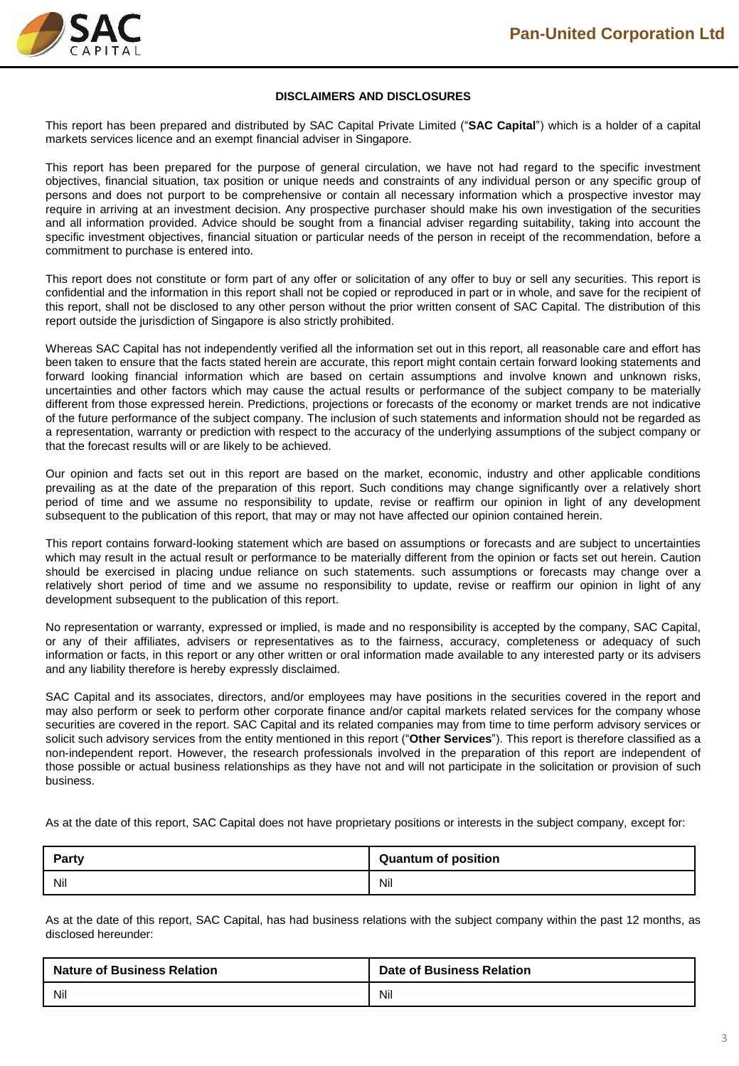### DISCLAIMERS AND DISCLOSURES

This report has been prepared and distributed by SAC Capital Private Limited ("**SAC Capital**") which is a holder of a capital markets services licence and an exempt financial adviser in Singapore.

This report has been prepared for the purpose of general circulation, we have not had regard to the specific investment objectives, financial situation, tax position or unique needs and constraints of any individual person or any specific group of persons and does not purport to be comprehensive or contain all necessary information which a prospective investor may require in arriving at an investment decision. Any prospective purchaser should make his own investigation of the securities and all information provided. Advice should be sought from a financial adviser regarding suitability, taking into account the specific investment objectives, financial situation or particular needs of the person in receipt of the recommendation, before a commitment to purchase is entered into.

This report does not constitute or form part of any offer or solicitation of any offer to buy or sell any securities. This report is confidential and the information in this report shall not be copied or reproduced in part or in whole, and save for the recipient of this report, shall not be disclosed to any other person without the prior written consent of SAC Capital. The distribution of this report outside the jurisdiction of Singapore is also strictly prohibited.

Whereas SAC Capital has not independently verified all the information set out in this report, all reasonable care and effort has been taken to ensure that the facts stated herein are accurate, this report might contain certain forward looking statements and forward looking financial information which are based on certain assumptions and involve known and unknown risks, uncertainties and other factors which may cause the actual results or performance of the subject company to be materially different from those expressed herein. Predictions, projections or forecasts of the economy or market trends are not indicative of the future performance of the subject company. The inclusion of such statements and information should not be regarded as a representation, warranty or prediction with respect to the accuracy of the underlying assumptions of the subject company or that the forecast results will or are likely to be achieved.

Our opinion and facts set out in this report are based on the market, economic, industry and other applicable conditions prevailing as at the date of the preparation of this report. Such conditions may change significantly over a relatively short period of time and we assume no responsibility to update, revise or reaffirm our opinion in light of any development subsequent to the publication of this report, that may or may not have affected our opinion contained herein.

This report contains forward-looking statement which are based on assumptions or forecasts and are subject to uncertainties which may result in the actual result or performance to be materially different from the opinion or facts set out herein. Caution should be exercised in placing undue reliance on such statements. such assumptions or forecasts may change over a relatively short period of time and we assume no responsibility to update, revise or reaffirm our opinion in light of any development subsequent to the publication of this report.

No representation or warranty, expressed or implied, is made and no responsibility is accepted by the company, SAC Capital, or any of their affiliates, advisers or representatives as to the fairness, accuracy, completeness or adequacy of such information or facts, in this report or any other written or oral information made available to any interested party or its advisers and any liability therefore is hereby expressly disclaimed.

SAC Capital and its associates, directors, and/or employees may have positions in the securities covered in the report and may also perform or seek to perform other corporate finance and/or capital markets related services for the company whose securities are covered in the report. SAC Capital and its related companies may from time to time perform advisory services or solicit such advisory services from the entity mentioned in this report ("**Other Services**"). This report is therefore classified as a non-independent report. However, the research professionals involved in the preparation of this report are independent of those possible or actual business relationships as they have not and will not participate in the solicitation or provision of such business.

As at the date of this report, SAC Capital does not have proprietary positions or interests in the subject company, except for:

| Party | Quantum of position |
|---|---|
| Nil | Nil |

As at the date of this report, SAC Capital, has had business relations with the subject company within the past 12 months, as disclosed hereunder:

| Nature of Business Relation | Date of Business Relation |
|---|---|
| Nil | Nil |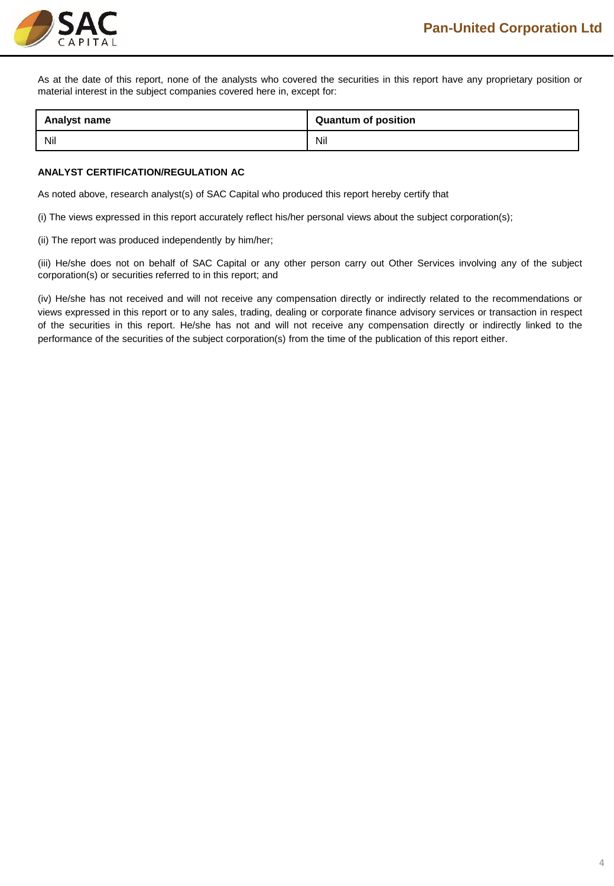As at the date of this report, none of the analysts who covered the securities in this report have any proprietary position or material interest in the subject companies covered here in, except for:

| Analyst name | Quantum of position |
| --- | --- |
| Nil | Nil |

**ANALYST CERTIFICATION/REGULATION AC**

As noted above, research analyst(s) of SAC Capital who produced this report hereby certify that

(i) The views expressed in this report accurately reflect his/her personal views about the subject corporation(s);

(ii) The report was produced independently by him/her;

(iii) He/she does not on behalf of SAC Capital or any other person carry out Other Services involving any of the subject corporation(s) or securities referred to in this report; and

(iv) He/she has not received and will not receive any compensation directly or indirectly related to the recommendations or views expressed in this report or to any sales, trading, dealing or corporate finance advisory services or transaction in respect of the securities in this report. He/she has not and will not receive any compensation directly or indirectly linked to the performance of the securities of the subject corporation(s) from the time of the publication of this report either.